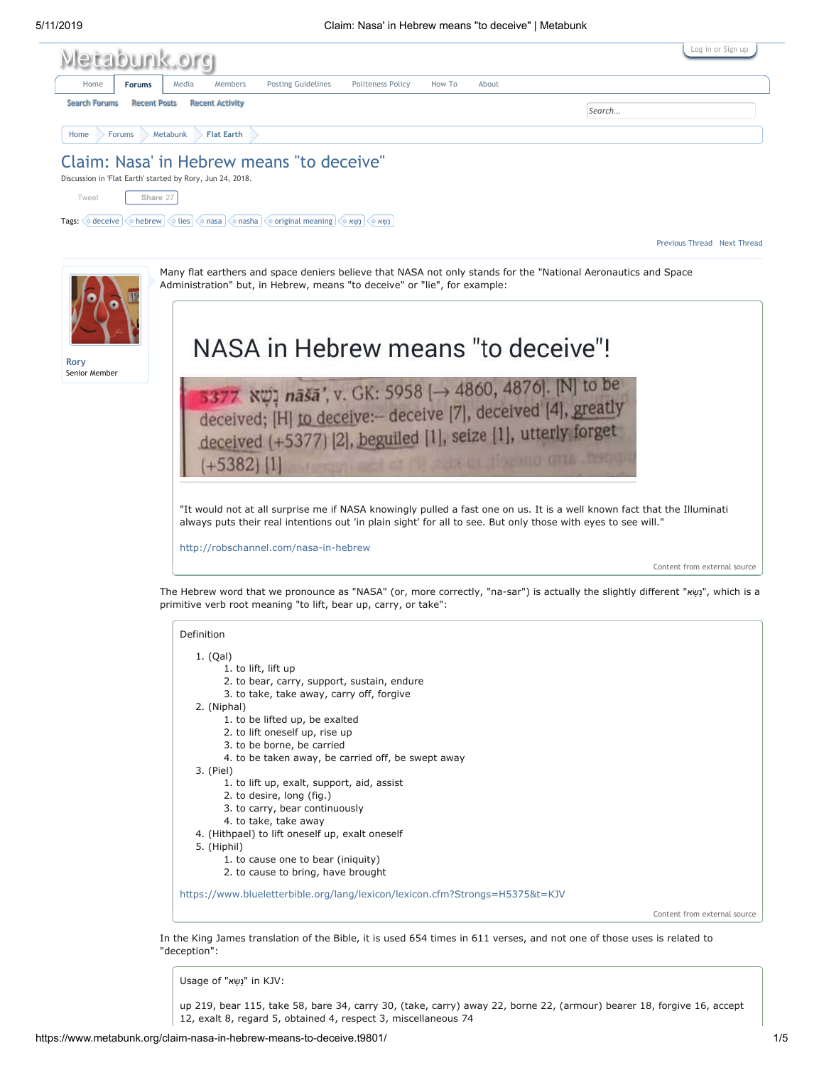# Claim: Nasa' in Hebrew means "to deceive"

Discussion in 'Flat Earth' started by Rory, Jun 24, 2018.

Tags: deceive, hebrew, lies, nasa, nasha, original meaning, נשא, נָשָׂא

**Rory**
Senior Member

Many flat earthers and space deniers believe that NASA not only stands for the "National Aeronautics and Space Administration" but, in Hebrew, means "to deceive" or "lie", for example:

> ## NASA in Hebrew means "to deceive"!
>
> 5377 נָשָׁא *nāšā'*, v. GK: 5958 [→ 4860, 4876]. [N] to be deceived; [H] to deceive:– deceive [7], deceived [4], greatly deceived (+5377) [2], beguiled [1], seize [1], utterly forget (+5382) [1]
>
> "It would not at all surprise me if NASA knowingly pulled a fast one on us. It is a well known fact that the Illuminati always puts their real intentions out 'in plain sight' for all to see. But only those with eyes to see will."
>
> http://robschannel.com/nasa-in-hebrew
>
> Content from external source

The Hebrew word that we pronounce as "NASA" (or, more correctly, "na-sar") is actually the slightly different "נָשָׂא", which is a primitive verb root meaning "to lift, bear up, carry, or take":

> Definition
>
> 1. (Qal)
>    1. to lift, lift up
>    2. to bear, carry, support, sustain, endure
>    3. to take, take away, carry off, forgive
> 2. (Niphal)
>    1. to be lifted up, be exalted
>    2. to lift oneself up, rise up
>    3. to be borne, be carried
>    4. to be taken away, be carried off, be swept away
> 3. (Piel)
>    1. to lift up, exalt, support, aid, assist
>    2. to desire, long (fig.)
>    3. to carry, bear continuously
>    4. to take, take away
> 4. (Hithpael) to lift oneself up, exalt oneself
> 5. (Hiphil)
>    1. to cause one to bear (iniquity)
>    2. to cause to bring, have brought
>
> https://www.blueletterbible.org/lang/lexicon/lexicon.cfm?Strongs=H5375&t=KJV
>
> Content from external source

In the King James translation of the Bible, it is used 654 times in 611 verses, and not one of those uses is related to "deception":

> Usage of "נָשָׂא" in KJV:
>
> up 219, bear 115, take 58, bare 34, carry 30, (take, carry) away 22, borne 22, (armour) bearer 18, forgive 16, accept 12, exalt 8, regard 5, obtained 4, respect 3, miscellaneous 74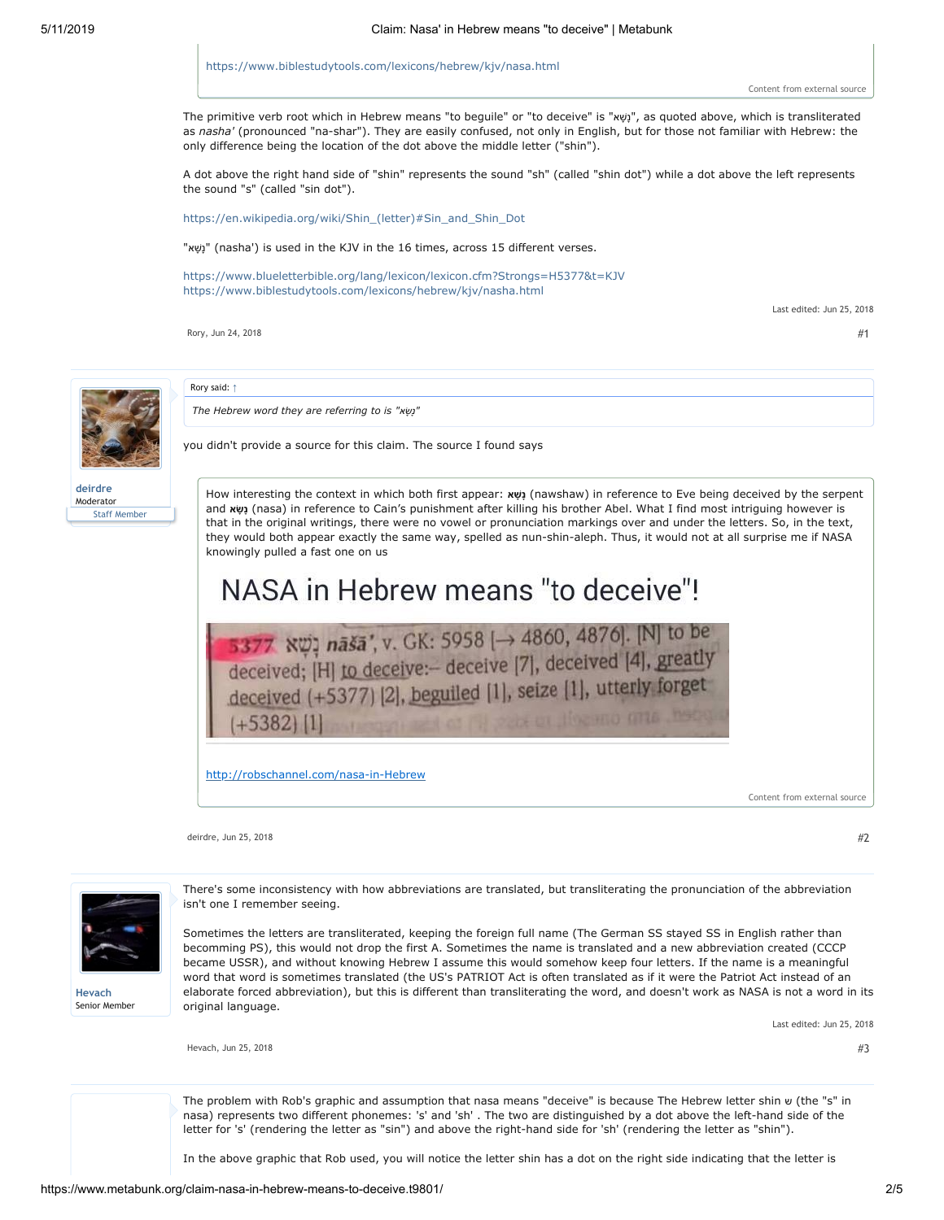https://www.biblestudytools.com/lexicons/hebrew/kjv/nasa.html

Content from external source

The primitive verb root which in Hebrew means "to beguile" or "to deceive" is "נָשָׁא", as quoted above, which is transliterated as *nasha'* (pronounced "na-shar"). They are easily confused, not only in English, but for those not familiar with Hebrew: the only difference being the location of the dot above the middle letter ("shin").

A dot above the right hand side of "shin" represents the sound "sh" (called "shin dot") while a dot above the left represents the sound "s" (called "sin dot").

https://en.wikipedia.org/wiki/Shin_(letter)#Sin_and_Shin_Dot

"נָשָׁא" (nasha') is used in the KJV in the 16 times, across 15 different verses.

https://www.blueletterbible.org/lang/lexicon/lexicon.cfm?Strongs=H5377&t=KJV
https://www.biblestudytools.com/lexicons/hebrew/kjv/nasha.html

Last edited: Jun 25, 2018

Rory, Jun 24, 2018

#1

---

**deirdre**
Moderator
Staff Member

> Rory said: ↑
>
> *The Hebrew word they are referring to is "נָשָׂא"*

you didn't provide a source for this claim. The source I found says

> How interesting the context in which both first appear: **נשא** (nawshaw) in reference to Eve being deceived by the serpent and **נָשָׂא** (nasa) in reference to Cain's punishment after killing his brother Abel. What I find most intriguing however is that in the original writings, there were no vowel or pronunciation markings over and under the letters. So, in the text, they would both appear exactly the same way, spelled as nun-shin-aleph. Thus, it would not at all surprise me if NASA knowingly pulled a fast one on us
>
> # NASA in Hebrew means "to deceive"!
>
> 5377 נָשָׁא nāšā', v. GK: 5958 [→ 4860, 4876]. [N] to be deceived; [H] to deceive:– deceive [7], deceived [4], greatly deceived (+5377) [2], beguiled [1], seize [1], utterly forget (+5382) [1]
>
> http://robschannel.com/nasa-in-Hebrew
>
> Content from external source

deirdre, Jun 25, 2018

#2

---

**Hevach**
Senior Member

There's some inconsistency with how abbreviations are translated, but transliterating the pronunciation of the abbreviation isn't one I remember seeing.

Sometimes the letters are transliterated, keeping the foreign full name (The German SS stayed SS in English rather than becomming PS), this would not drop the first A. Sometimes the name is translated and a new abbreviation created (CCCP became USSR), and without knowing Hebrew I assume this would somehow keep four letters. If the name is a meaningful word that word is sometimes translated (the US's PATRIOT Act is often translated as if it were the Patriot Act instead of an elaborate forced abbreviation), but this is different than transliterating the word, and doesn't work as NASA is not a word in its original language.

Last edited: Jun 25, 2018

Hevach, Jun 25, 2018

#3

---

The problem with Rob's graphic and assumption that nasa means "deceive" is because The Hebrew letter shin ש (the "s" in nasa) represents two different phonemes: 's' and 'sh' . The two are distinguished by a dot above the left-hand side of the letter for 's' (rendering the letter as "sin") and above the right-hand side for 'sh' (rendering the letter as "shin").

In the above graphic that Rob used, you will notice the letter shin has a dot on the right side indicating that the letter is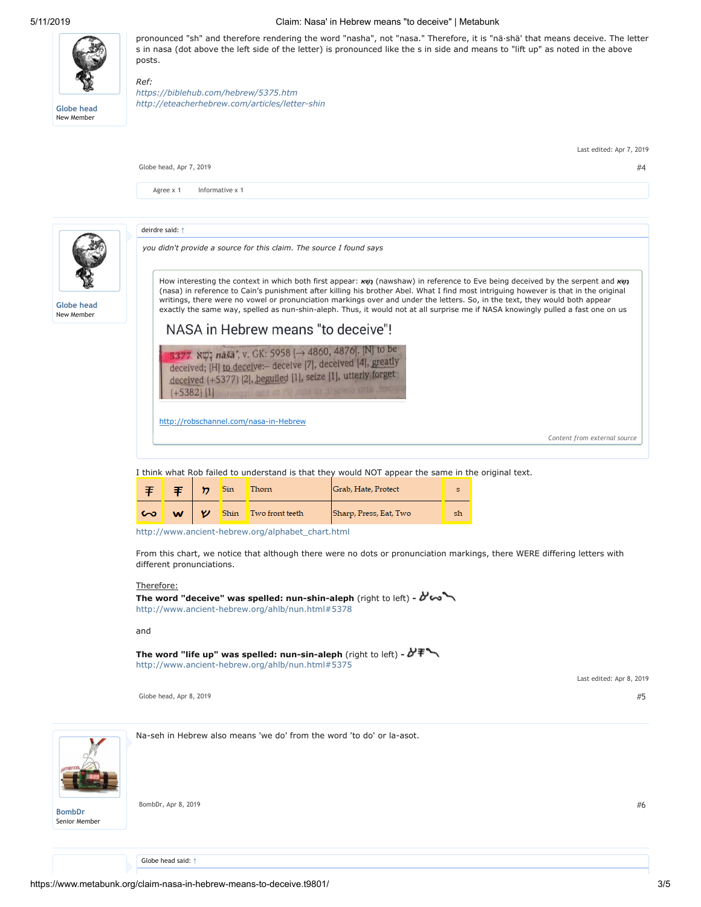pronounced "sh" and therefore rendering the word "nasha", not "nasa." Therefore, it is "nä·shä' that means deceive. The letter s in nasa (dot above the left side of the letter) is pronounced like the s in side and means to "lift up" as noted in the above posts.

*Ref:*
*https://biblehub.com/hebrew/5375.htm*
*http://eteacherhebrew.com/articles/letter-shin*

Last edited: Apr 7, 2019

Globe head, Apr 7, 2019 — #4

Agree x 1 Informative x 1

---

**Globe head**
New Member

deirdre said: ↑

*you didn't provide a source for this claim. The source I found says*

> How interesting the context in which both first appear: נָשָׁא (nawshaw) in reference to Eve being deceived by the serpent and נָשָׂא (nasa) in reference to Cain's punishment after killing his brother Abel. What I find most intriguing however is that in the original writings, there were no vowel or pronunciation markings over and under the letters. So, in the text, they would both appear exactly the same way, spelled as nun-shin-aleph. Thus, it would not at all surprise me if NASA knowingly pulled a fast one on us
>
> ## NASA in Hebrew means "to deceive"!
>
> 5377 נָשָׁא nāšā', v. GK: 5958 [→ 4860, 4876]. [N] to be deceived; [H] to deceive:– deceive [7], deceived [4], greatly deceived (+5377) [2], beguiled [1], seize [1], utterly forget (+5382) [1]
>
> http://robschannel.com/nasa-in-Hebrew
>
> *Content from external source*

I think what Rob failed to understand is that they would NOT appear the same in the original text.

| | | | | | | |
|---|---|---|---|---|---|---|
| ⚼ | ⚼ | ס | Sin | Thorn | Grab, Hate, Protect | s |
| ᔓ | w | ש | Shin | Two front teeth | Sharp, Press, Eat, Two | sh |

http://www.ancient-hebrew.org/alphabet_chart.html

From this chart, we notice that although there were no dots or pronunciation markings, there WERE differing letters with different pronunciations.

Therefore:
**The word "deceive" was spelled: nun-shin-aleph** (right to left) -
http://www.ancient-hebrew.org/ahlb/nun.html#5378

and

**The word "life up" was spelled: nun-sin-aleph** (right to left) -
http://www.ancient-hebrew.org/ahlb/nun.html#5375

Last edited: Apr 8, 2019

Globe head, Apr 8, 2019 — #5

---

**BombDr**
Senior Member

Na-seh in Hebrew also means 'we do' from the word 'to do' or la-asot.

BombDr, Apr 8, 2019 — #6

---

Globe head said: ↑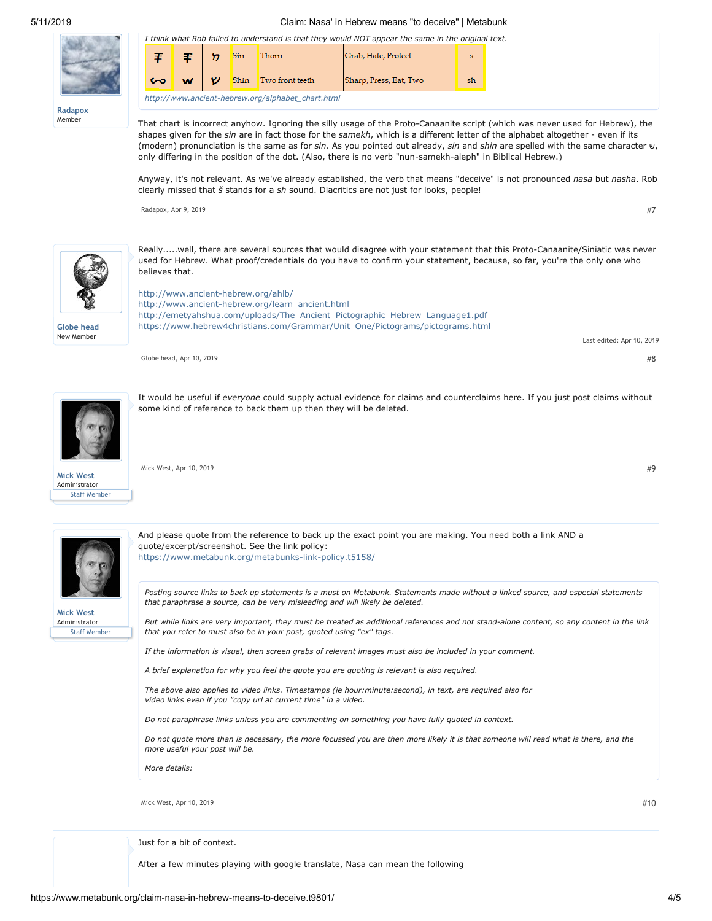*I think what Rob failed to understand is that they would NOT appear the same in the original text.*

| ₮ | ₮ | ŋ | Sin | Thorn | Grab, Hate, Protect | s |
|---|---|---|---|---|---|---|
| ∽ | w | ν | Shin | Two front teeth | Sharp, Press, Eat, Two | sh |

*http://www.ancient-hebrew.org/alphabet_chart.html*

That chart is incorrect anyhow. Ignoring the silly usage of the Proto-Canaanite script (which was never used for Hebrew), the shapes given for the *sin* are in fact those for the *samekh*, which is a different letter of the alphabet altogether - even if its (modern) pronunciation is the same as for *sin*. As you pointed out already, *sin* and *shin* are spelled with the same character ש, only differing in the position of the dot. (Also, there is no verb "nun-samekh-aleph" in Biblical Hebrew.)

Anyway, it's not relevant. As we've already established, the verb that means "deceive" is not pronounced *nasa* but *nasha*. Rob clearly missed that *š* stands for a *sh* sound. Diacritics are not just for looks, people!

Radapox, Apr 9, 2019 #7

---

**Globe head**
New Member

Really.....well, there are several sources that would disagree with your statement that this Proto-Canaanite/Siniatic was never used for Hebrew. What proof/credentials do you have to confirm your statement, because, so far, you're the only one who believes that.

http://www.ancient-hebrew.org/ahlb/
http://www.ancient-hebrew.org/learn_ancient.html
http://emetyahshua.com/uploads/The_Ancient_Pictographic_Hebrew_Language1.pdf
https://www.hebrew4christians.com/Grammar/Unit_One/Pictograms/pictograms.html

Last edited: Apr 10, 2019

Globe head, Apr 10, 2019 #8

---

**Mick West**
Administrator
Staff Member

It would be useful if *everyone* could supply actual evidence for claims and counterclaims here. If you just post claims without some kind of reference to back them up then they will be deleted.

Mick West, Apr 10, 2019 #9

---

**Mick West**
Administrator
Staff Member

And please quote from the reference to back up the exact point you are making. You need both a link AND a quote/excerpt/screenshot. See the link policy:
https://www.metabunk.org/metabunks-link-policy.t5158/

> *Posting source links to back up statements is a must on Metabunk. Statements made without a linked source, and especial statements that paraphrase a source, can be very misleading and will likely be deleted.*
>
> *But while links are very important, they must be treated as additional references and not stand-alone content, so any content in the link that you refer to must also be in your post, quoted using "ex" tags.*
>
> *If the information is visual, then screen grabs of relevant images must also be included in your comment.*
>
> *A brief explanation for why you feel the quote you are quoting is relevant is also required.*
>
> *The above also applies to video links. Timestamps (ie hour:minute:second), in text, are required also for video links even if you "copy url at current time" in a video.*
>
> *Do not paraphrase links unless you are commenting on something you have fully quoted in context.*
>
> *Do not quote more than is necessary, the more focussed you are then more likely it is that someone will read what is there, and the more useful your post will be.*
>
> *More details:*

Mick West, Apr 10, 2019 #10

---

Just for a bit of context.

After a few minutes playing with google translate, Nasa can mean the following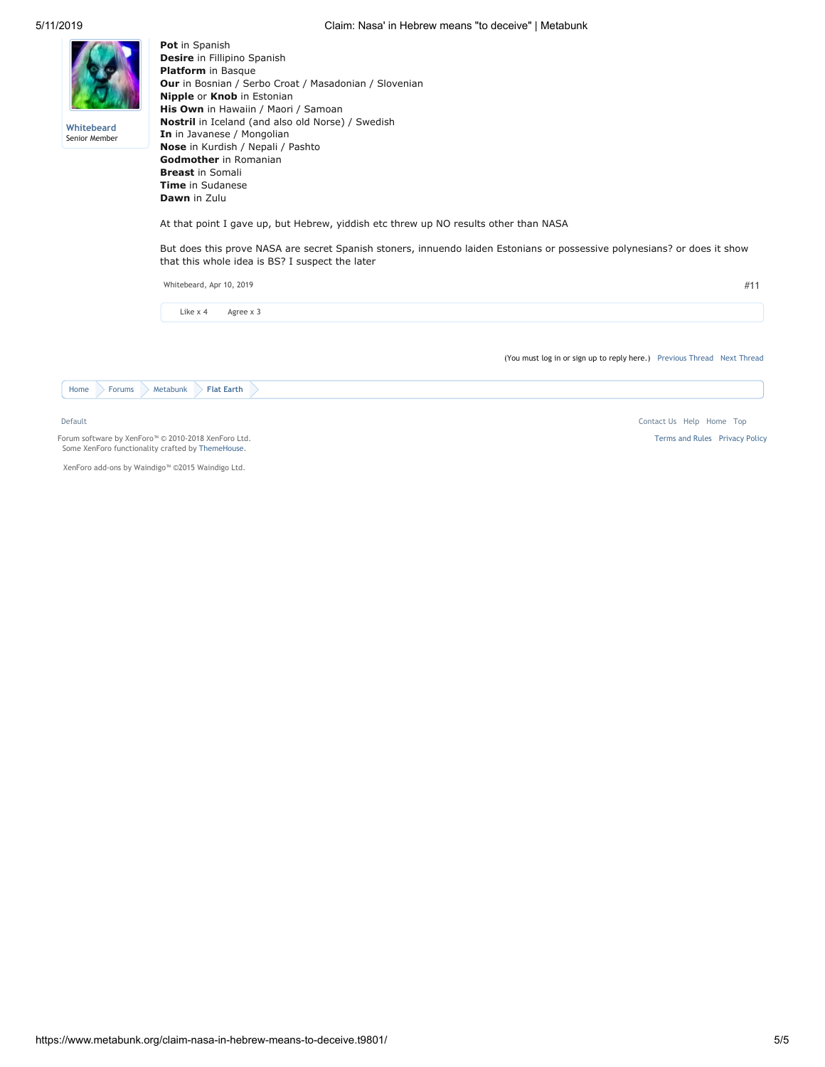Whitebeard
Senior Member

**Pot** in Spanish
**Desire** in Fillipino Spanish
**Platform** in Basque
**Our** in Bosnian / Serbo Croat / Masadonian / Slovenian
**Nipple** or **Knob** in Estonian
**His Own** in Hawaiin / Maori / Samoan
**Nostril** in Iceland (and also old Norse) / Swedish
**In** in Javanese / Mongolian
**Nose** in Kurdish / Nepali / Pashto
**Godmother** in Romanian
**Breast** in Somali
**Time** in Sudanese
**Dawn** in Zulu

At that point I gave up, but Hebrew, yiddish etc threw up NO results other than NASA

But does this prove NASA are secret Spanish stoners, innuendo laiden Estonians or possessive polynesians? or does it show that this whole idea is BS? I suspect the later

Whitebeard, Apr 10, 2019 #11

Like x 4 Agree x 3

(You must log in or sign up to reply here.) Previous Thread Next Thread

Home > Forums > Metabunk > Flat Earth

Default

Contact Us Help Home Top

Forum software by XenForo™ © 2010-2018 XenForo Ltd.
Some XenForo functionality crafted by ThemeHouse.

Terms and Rules Privacy Policy

XenForo add-ons by Waindigo™ ©2015 Waindigo Ltd.